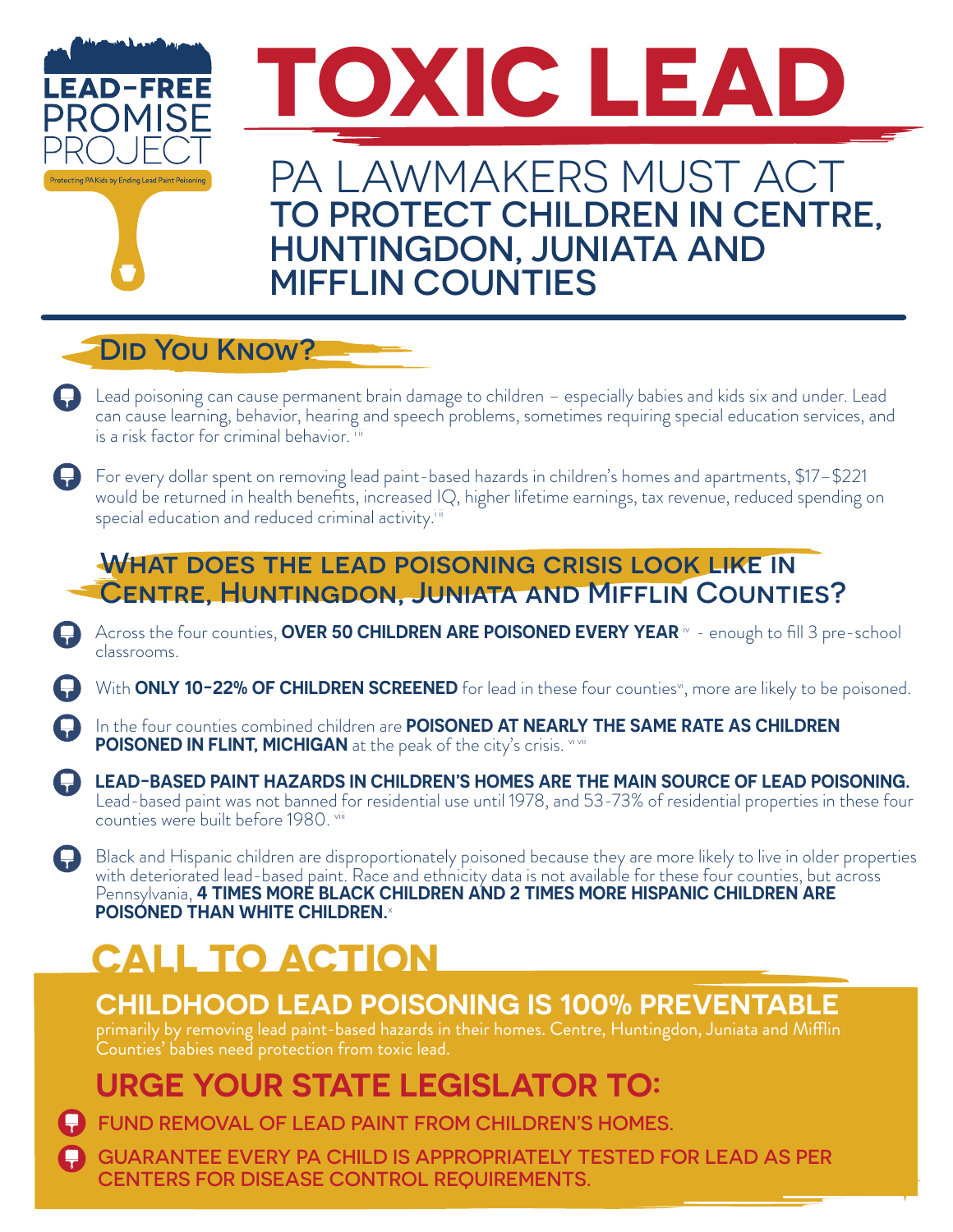LEAD-FREE PROMISE PROJECT

Protecting PA Kids by Ending Lead Paint Poisoning

# TOXIC LEAD

## PA LAWMAKERS MUST ACT TO PROTECT CHILDREN IN CENTRE, HUNTINGDON, JUNIATA AND MIFFLIN COUNTIES

### Did You Know?

- Lead poisoning can cause permanent brain damage to children – especially babies and kids six and under. Lead can cause learning, behavior, hearing and speech problems, sometimes requiring special education services, and is a risk factor for criminal behavior. [i ii]
- For every dollar spent on removing lead paint-based hazards in children's homes and apartments, $17–$221 would be returned in health benefits, increased IQ, higher lifetime earnings, tax revenue, reduced spending on special education and reduced criminal activity. [i ii]

### What does the lead poisoning crisis look like in Centre, Huntingdon, Juniata and Mifflin Counties?

- Across the four counties, **OVER 50 CHILDREN ARE POISONED EVERY YEAR** [iv] - enough to fill 3 pre-school classrooms.
- With **ONLY 10-22% OF CHILDREN SCREENED** for lead in these four counties[v], more are likely to be poisoned.
- In the four counties combined children are **POISONED AT NEARLY THE SAME RATE AS CHILDREN POISONED IN FLINT, MICHIGAN** at the peak of the city's crisis. [vi vii]
- **LEAD-BASED PAINT HAZARDS IN CHILDREN'S HOMES ARE THE MAIN SOURCE OF LEAD POISONING.** Lead-based paint was not banned for residential use until 1978, and 53-73% of residential properties in these four counties were built before 1980. [viii]
- Black and Hispanic children are disproportionately poisoned because they are more likely to live in older properties with deteriorated lead-based paint. Race and ethnicity data is not available for these four counties, but across Pennsylvania, **4 TIMES MORE BLACK CHILDREN AND 2 TIMES MORE HISPANIC CHILDREN ARE POISONED THAN WHITE CHILDREN.** [x]

## CALL TO ACTION

### CHILDHOOD LEAD POISONING IS 100% PREVENTABLE

primarily by removing lead paint-based hazards in their homes. Centre, Huntingdon, Juniata and Mifflin Counties' babies need protection from toxic lead.

### URGE YOUR STATE LEGISLATOR TO:

- FUND REMOVAL OF LEAD PAINT FROM CHILDREN'S HOMES.
- GUARANTEE EVERY PA CHILD IS APPROPRIATELY TESTED FOR LEAD AS PER CENTERS FOR DISEASE CONTROL REQUIREMENTS.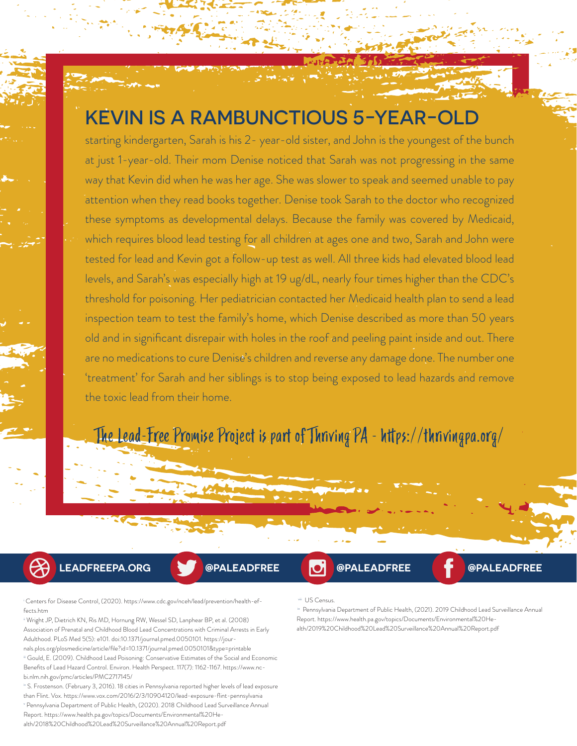## KEVIN IS A RAMBUNCTIOUS 5-YEAR-OLD

starting kindergarten, Sarah is his 2- year-old sister, and John is the youngest of the bunch at just 1-year-old. Their mom Denise noticed that Sarah was not progressing in the same way that Kevin did when he was her age. She was slower to speak and seemed unable to pay attention when they read books together. Denise took Sarah to the doctor who recognized these symptoms as developmental delays. Because the family was covered by Medicaid, which requires blood lead testing for all children at ages one and two, Sarah and John were tested for lead and Kevin got a follow-up test as well. All three kids had elevated blood lead levels, and Sarah's was especially high at 19 ug/dL, nearly four times higher than the CDC's threshold for poisoning. Her pediatrician contacted her Medicaid health plan to send a lead inspection team to test the family's home, which Denise described as more than 50 years old and in significant disrepair with holes in the roof and peeling paint inside and out. There are no medications to cure Denise's children and reverse any damage done. The number one 'treatment' for Sarah and her siblings is to stop being exposed to lead hazards and remove the toxic lead from their home.

The Lead-Free Promise Project is part of Thriving PA - https://thrivingpa.org/

**LEADFREEPA.ORG** | **@PALEADFREE** | **@PALEADFREE** | **@PALEADFREE**

[i] Centers for Disease Control, (2020). https://www.cdc.gov/nceh/lead/prevention/health-effects.htm

[ii] Wright JP, Dietrich KN, Ris MD, Hornung RW, Wessel SD, Lanphear BP, et al. (2008) Association of Prenatal and Childhood Blood Lead Concentrations with Criminal Arrests in Early Adulthood. PLoS Med 5(5): e101. doi:10.1371/journal.pmed.0050101. https://journals.plos.org/plosmedicine/article/file?id=10.1371/journal.pmed.0050101&type=printable

[iii] Gould, E. (2009). Childhood Lead Poisoning: Conservative Estimates of the Social and Economic Benefits of Lead Hazard Control. Environ. Health Perspect. 117(7): 1162-1167. https://www.ncbi.nlm.nih.gov/pmc/articles/PMC2717145/

[iv] S. Frostenson. (February 3, 2016). 18 cities in Pennsylvania reported higher levels of lead exposure than Flint. Vox. https://www.vox.com/2016/2/3/10904120/lead-exposure-flint-pennsylvania

[v] Pennsylvania Department of Public Health, (2020). 2018 Childhood Lead Surveillance Annual Report. https://www.health.pa.gov/topics/Documents/Environmental%20Health/2018%20Childhood%20Lead%20Surveillance%20Annual%20Report.pdf

[viii] US Census.

[ix] Pennsylvania Department of Public Health, (2021). 2019 Childhood Lead Surveillance Annual Report. https://www.health.pa.gov/topics/Documents/Environmental%20Health/2019%20Childhood%20Lead%20Surveillance%20Annual%20Report.pdf